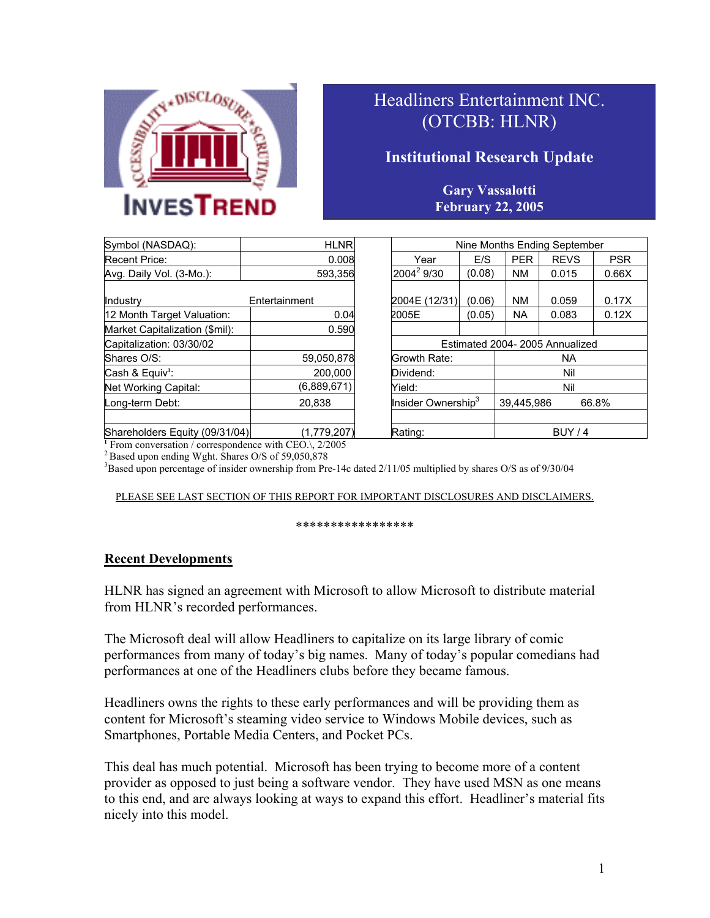# Headliners Entertainment INC. (OTCBB: HLNR)

## Institutional Research Update

**Gary Vassalotti**
**February 22, 2005**

| | |
|---|---|
| Symbol (NASDAQ): | HLNR |
| Recent Price: | 0.008 |
| Avg. Daily Vol. (3-Mo.): | 593,356 |
| | |
| Industry | Entertainment |
| 12 Month Target Valuation: | 0.04 |
| Market Capitalization ($mil): | 0.590 |
| Capitalization: 03/30/02 | |
| Shares O/S: | 59,050,878 |
| Cash & Equiv[1]: | 200,000 |
| Net Working Capital: | (6,889,671) |
| Long-term Debt: | 20,838 |
| | |
| Shareholders Equity (09/31/04) | (1,779,207) |

| Nine Months Ending September | | | | |
|---|---|---|---|---|
| Year | E/S | PER | REVS | PSR |
| 2004[2] 9/30 | (0.08) | NM | 0.015 | 0.66X |
| 2004E (12/31) | (0.06) | NM | 0.059 | 0.17X |
| 2005E | (0.05) | NA | 0.083 | 0.12X |
| | | | | |
| Estimated 2004- 2005 Annualized | | | | |
| Growth Rate: | NA | | | |
| Dividend: | Nil | | | |
| Yield: | Nil | | | |
| Insider Ownership[3] | 39,445,986 | 66.8% | | |
| | | | | |
| Rating: | BUY / 4 | | | |

[1] From conversation / correspondence with CEO.\, 2/2005
[2] Based upon ending Wght. Shares O/S of 59,050,878
[3] Based upon percentage of insider ownership from Pre-14c dated 2/11/05 multiplied by shares O/S as of 9/30/04

PLEASE SEE LAST SECTION OF THIS REPORT FOR IMPORTANT DISCLOSURES AND DISCLAIMERS.

*****************

## Recent Developments

HLNR has signed an agreement with Microsoft to allow Microsoft to distribute material from HLNR's recorded performances.

The Microsoft deal will allow Headliners to capitalize on its large library of comic performances from many of today's big names. Many of today's popular comedians had performances at one of the Headliners clubs before they became famous.

Headliners owns the rights to these early performances and will be providing them as content for Microsoft's steaming video service to Windows Mobile devices, such as Smartphones, Portable Media Centers, and Pocket PCs.

This deal has much potential. Microsoft has been trying to become more of a content provider as opposed to just being a software vendor. They have used MSN as one means to this end, and are always looking at ways to expand this effort. Headliner's material fits nicely into this model.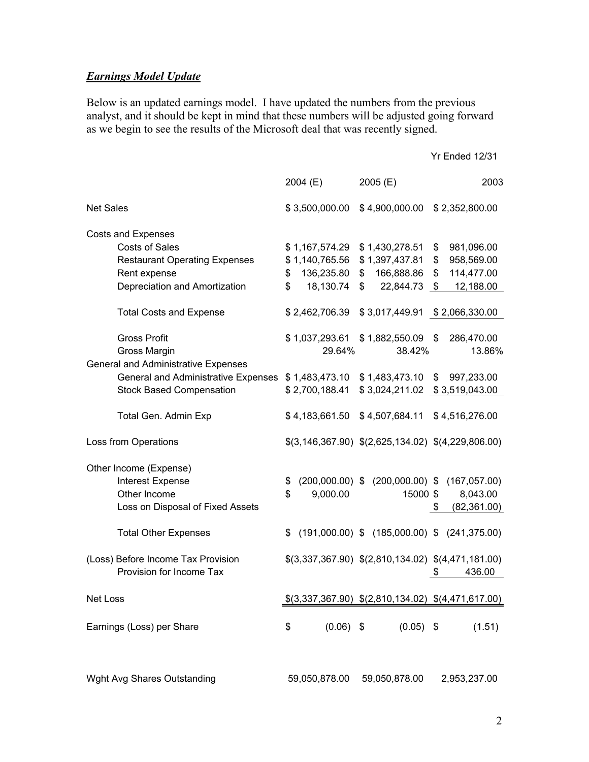***Earnings Model Update***

Below is an updated earnings model. I have updated the numbers from the previous analyst, and it should be kept in mind that these numbers will be adjusted going forward as we begin to see the results of the Microsoft deal that was recently signed.

| | | | Yr Ended 12/31 |
|---|---|---|---|
| | 2004 (E) | 2005 (E) | 2003 |
| Net Sales | $ 3,500,000.00 | $ 4,900,000.00 | $ 2,352,800.00 |
| Costs and Expenses | | | |
| Costs of Sales | $ 1,167,574.29 | $ 1,430,278.51 | $ 981,096.00 |
| Restaurant Operating Expenses | $ 1,140,765.56 | $ 1,397,437.81 | $ 958,569.00 |
| Rent expense | $ 136,235.80 | $ 166,888.86 | $ 114,477.00 |
| Depreciation and Amortization | $ 18,130.74 | $ 22,844.73 | $ 12,188.00 |
| Total Costs and Expense | $ 2,462,706.39 | $ 3,017,449.91 | $ 2,066,330.00 |
| Gross Profit | $ 1,037,293.61 | $ 1,882,550.09 | $ 286,470.00 |
| Gross Margin | 29.64% | 38.42% | 13.86% |
| General and Administrative Expenses | | | |
| General and Administrative Expenses | $ 1,483,473.10 | $ 1,483,473.10 | $ 997,233.00 |
| Stock Based Compensation | $ 2,700,188.41 | $ 3,024,211.02 | $ 3,519,043.00 |
| Total Gen. Admin Exp | $ 4,183,661.50 | $ 4,507,684.11 | $ 4,516,276.00 |
| Loss from Operations | $(3,146,367.90) | $(2,625,134.02) | $(4,229,806.00) |
| Other Income (Expense) | | | |
| Interest Expense | $ (200,000.00) | $ (200,000.00) | $ (167,057.00) |
| Other Income | $ 9,000.00 | 15000 | $ 8,043.00 |
| Loss on Disposal of Fixed Assets | | | $ (82,361.00) |
| Total Other Expenses | $ (191,000.00) | $ (185,000.00) | $ (241,375.00) |
| (Loss) Before Income Tax Provision | $(3,337,367.90) | $(2,810,134.02) | $(4,471,181.00) |
| Provision for Income Tax | | | $ 436.00 |
| Net Loss | $(3,337,367.90) | $(2,810,134.02) | $(4,471,617.00) |
| Earnings (Loss) per Share | $ (0.06) | $ (0.05) | $ (1.51) |
| Wght Avg Shares Outstanding | 59,050,878.00 | 59,050,878.00 | 2,953,237.00 |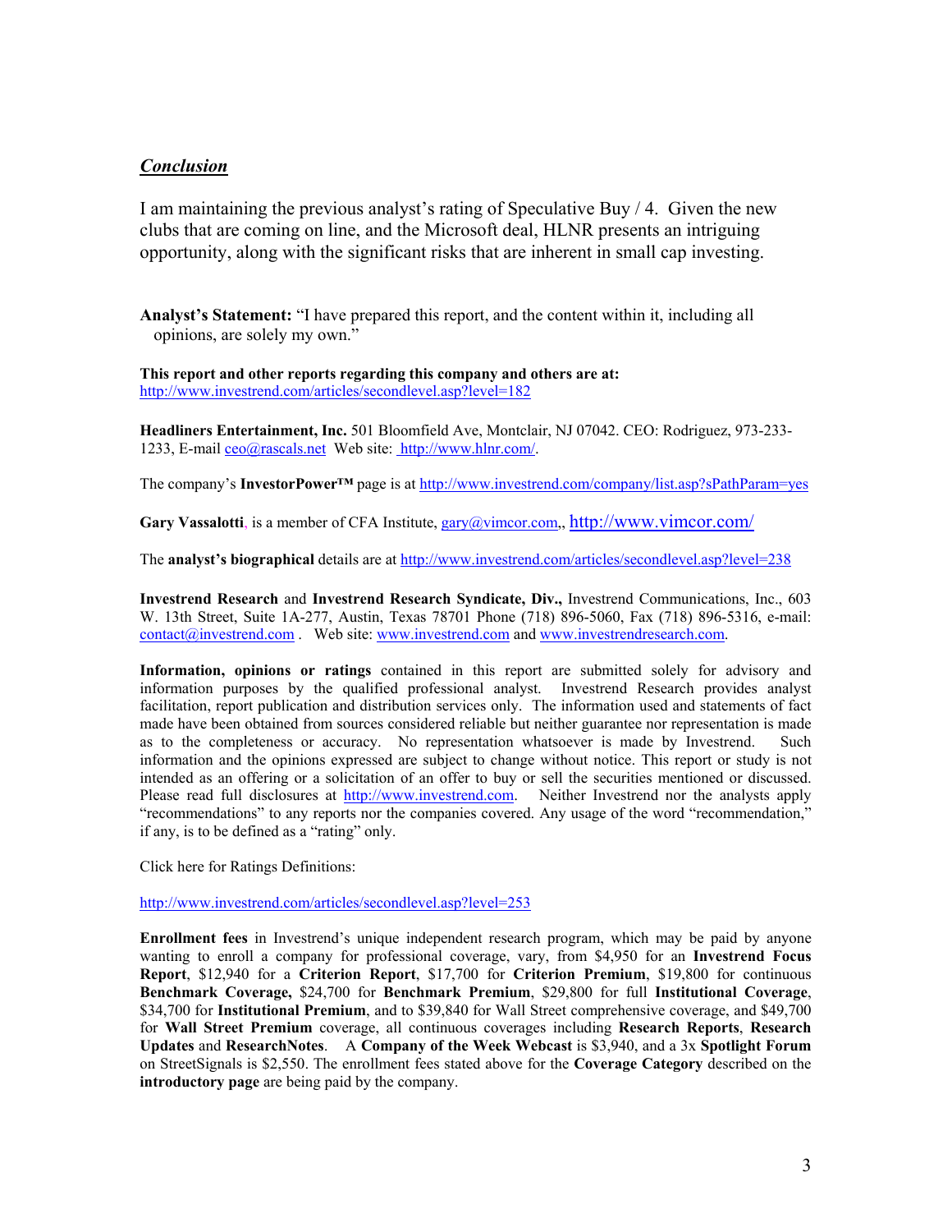## *Conclusion*

I am maintaining the previous analyst's rating of Speculative Buy / 4. Given the new clubs that are coming on line, and the Microsoft deal, HLNR presents an intriguing opportunity, along with the significant risks that are inherent in small cap investing.

**Analyst's Statement:** "I have prepared this report, and the content within it, including all opinions, are solely my own."

**This report and other reports regarding this company and others are at:**
http://www.investrend.com/articles/secondlevel.asp?level=182

**Headliners Entertainment, Inc.** 501 Bloomfield Ave, Montclair, NJ 07042. CEO: Rodriguez, 973-233-1233, E-mail ceo@rascals.net Web site: http://www.hlnr.com/.

The company's **InvestorPower™** page is at http://www.investrend.com/company/list.asp?sPathParam=yes

**Gary Vassalotti**, is a member of CFA Institute, gary@vimcor.com,, http://www.vimcor.com/

The **analyst's biographical** details are at http://www.investrend.com/articles/secondlevel.asp?level=238

**Investrend Research** and **Investrend Research Syndicate, Div.,** Investrend Communications, Inc., 603 W. 13th Street, Suite 1A-277, Austin, Texas 78701 Phone (718) 896-5060, Fax (718) 896-5316, e-mail: contact@investrend.com . Web site: www.investrend.com and www.investrendresearch.com.

**Information, opinions or ratings** contained in this report are submitted solely for advisory and information purposes by the qualified professional analyst. Investrend Research provides analyst facilitation, report publication and distribution services only. The information used and statements of fact made have been obtained from sources considered reliable but neither guarantee nor representation is made as to the completeness or accuracy. No representation whatsoever is made by Investrend. Such information and the opinions expressed are subject to change without notice. This report or study is not intended as an offering or a solicitation of an offer to buy or sell the securities mentioned or discussed. Please read full disclosures at http://www.investrend.com. Neither Investrend nor the analysts apply "recommendations" to any reports nor the companies covered. Any usage of the word "recommendation," if any, is to be defined as a "rating" only.

Click here for Ratings Definitions:

http://www.investrend.com/articles/secondlevel.asp?level=253

**Enrollment fees** in Investrend's unique independent research program, which may be paid by anyone wanting to enroll a company for professional coverage, vary, from $4,950 for an **Investrend Focus Report**, $12,940 for a **Criterion Report**, $17,700 for **Criterion Premium**, $19,800 for continuous **Benchmark Coverage,** $24,700 for **Benchmark Premium**, $29,800 for full **Institutional Coverage**, $34,700 for **Institutional Premium**, and to $39,840 for Wall Street comprehensive coverage, and $49,700 for **Wall Street Premium** coverage, all continuous coverages including **Research Reports**, **Research Updates** and **ResearchNotes**. A **Company of the Week Webcast** is $3,940, and a 3x **Spotlight Forum** on StreetSignals is $2,550. The enrollment fees stated above for the **Coverage Category** described on the **introductory page** are being paid by the company.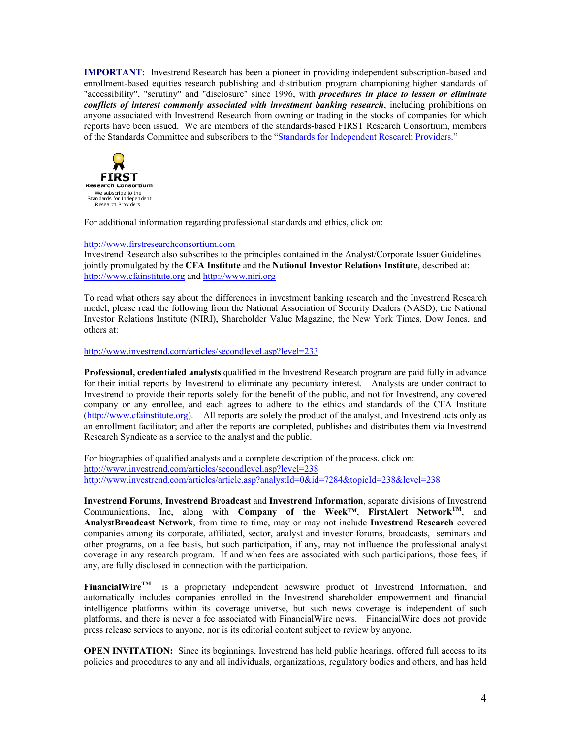**IMPORTANT:** Investrend Research has been a pioneer in providing independent subscription-based and enrollment-based equities research publishing and distribution program championing higher standards of "accessibility", "scrutiny" and "disclosure" since 1996, with ***procedures in place to lessen or eliminate conflicts of interest commonly associated with investment banking research***, including prohibitions on anyone associated with Investrend Research from owning or trading in the stocks of companies for which reports have been issued. We are members of the standards-based FIRST Research Consortium, members of the Standards Committee and subscribers to the "Standards for Independent Research Providers."

FIRST Research Consortium
We subscribe to the 'Standards for Independent Research Providers'

For additional information regarding professional standards and ethics, click on:

http://www.firstresearchconsortium.com
Investrend Research also subscribes to the principles contained in the Analyst/Corporate Issuer Guidelines jointly promulgated by the **CFA Institute** and the **National Investor Relations Institute**, described at: http://www.cfainstitute.org and http://www.niri.org

To read what others say about the differences in investment banking research and the Investrend Research model, please read the following from the National Association of Security Dealers (NASD), the National Investor Relations Institute (NIRI), Shareholder Value Magazine, the New York Times, Dow Jones, and others at:

http://www.investrend.com/articles/secondlevel.asp?level=233

**Professional, credentialed analysts** qualified in the Investrend Research program are paid fully in advance for their initial reports by Investrend to eliminate any pecuniary interest. Analysts are under contract to Investrend to provide their reports solely for the benefit of the public, and not for Investrend, any covered company or any enrollee, and each agrees to adhere to the ethics and standards of the CFA Institute (http://www.cfainstitute.org). All reports are solely the product of the analyst, and Investrend acts only as an enrollment facilitator; and after the reports are completed, publishes and distributes them via Investrend Research Syndicate as a service to the analyst and the public.

For biographies of qualified analysts and a complete description of the process, click on:
http://www.investrend.com/articles/secondlevel.asp?level=238
http://www.investrend.com/articles/article.asp?analystId=0&id=7284&topicId=238&level=238

**Investrend Forums**, **Investrend Broadcast** and **Investrend Information**, separate divisions of Investrend Communications, Inc, along with **Company of the Week™**, **FirstAlert Network™**, and **AnalystBroadcast Network**, from time to time, may or may not include **Investrend Research** covered companies among its corporate, affiliated, sector, analyst and investor forums, broadcasts, seminars and other programs, on a fee basis, but such participation, if any, may not influence the professional analyst coverage in any research program. If and when fees are associated with such participations, those fees, if any, are fully disclosed in connection with the participation.

**FinancialWire™** is a proprietary independent newswire product of Investrend Information, and automatically includes companies enrolled in the Investrend shareholder empowerment and financial intelligence platforms within its coverage universe, but such news coverage is independent of such platforms, and there is never a fee associated with FinancialWire news. FinancialWire does not provide press release services to anyone, nor is its editorial content subject to review by anyone.

**OPEN INVITATION:** Since its beginnings, Investrend has held public hearings, offered full access to its policies and procedures to any and all individuals, organizations, regulatory bodies and others, and has held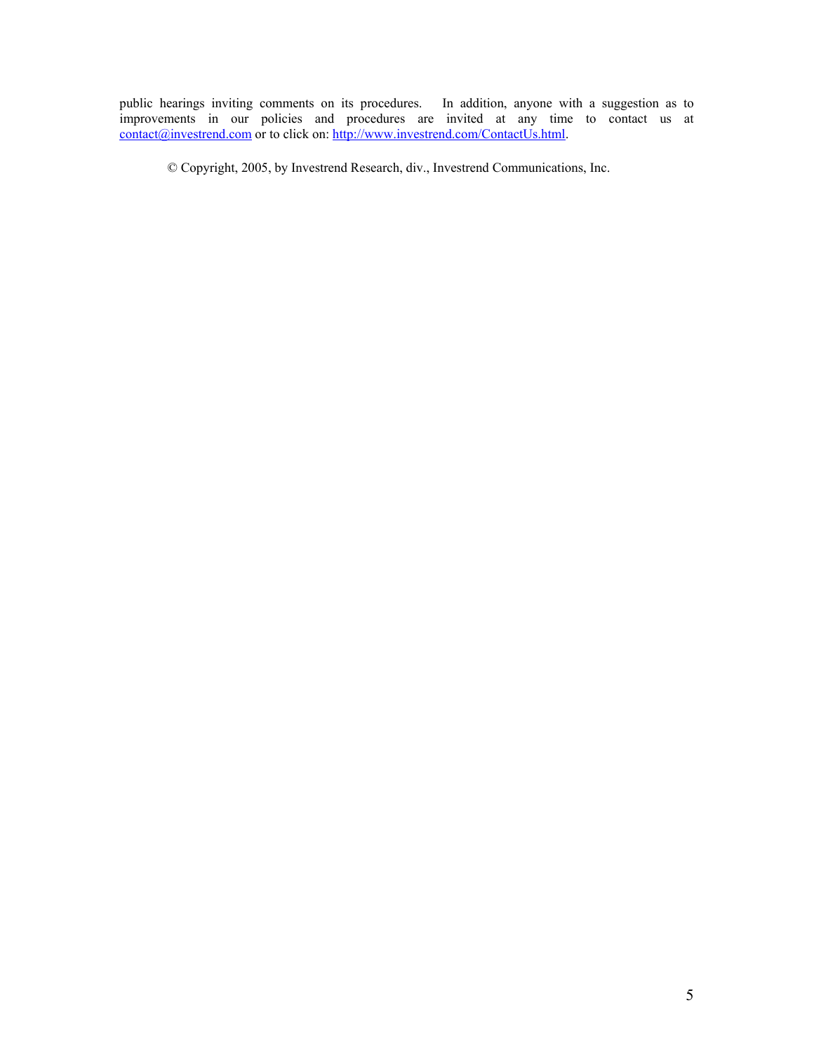public hearings inviting comments on its procedures. In addition, anyone with a suggestion as to improvements in our policies and procedures are invited at any time to contact us at [contact@investrend.com](mailto:contact@investrend.com) or to click on: [http://www.investrend.com/ContactUs.html](http://www.investrend.com/ContactUs.html).

© Copyright, 2005, by Investrend Research, div., Investrend Communications, Inc.